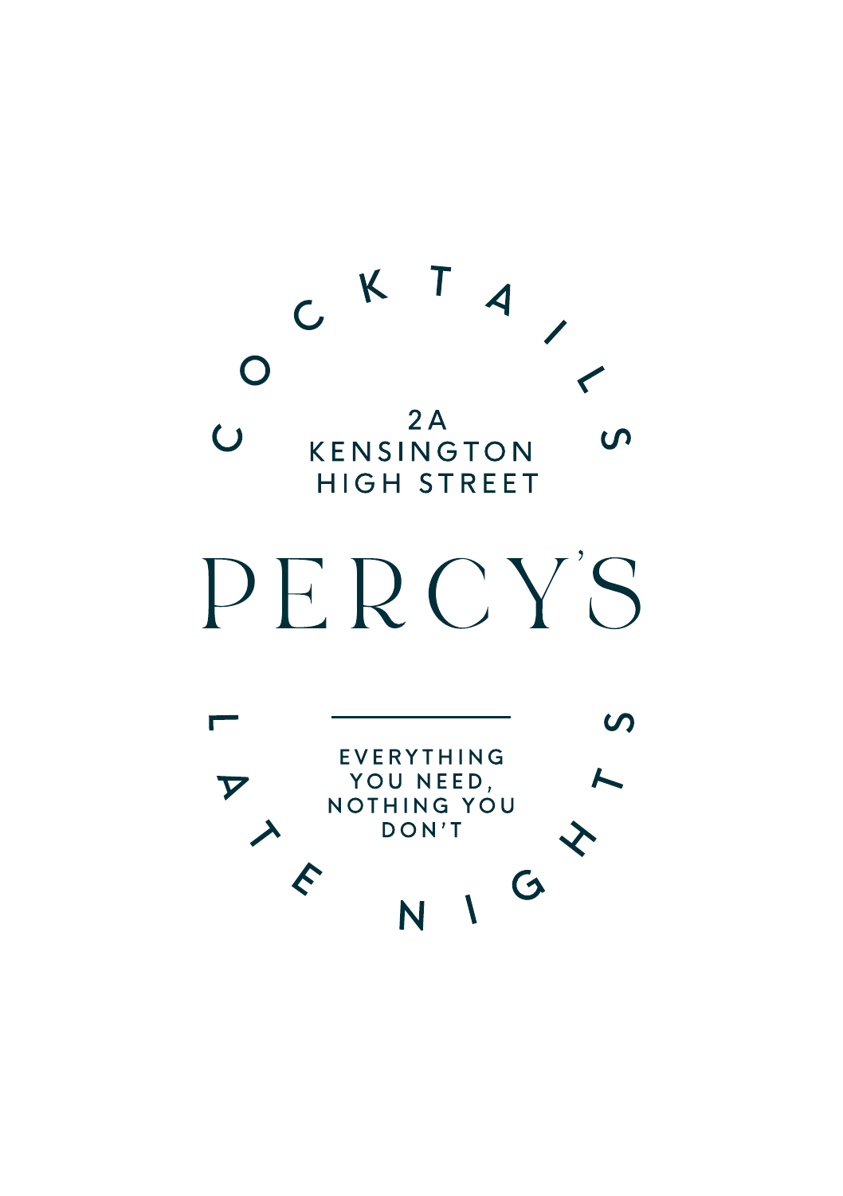COCKTAILS

2A
KENSINGTON
HIGH STREET

# PERCY'S

LATE NIGHTS

EVERYTHING
YOU NEED,
NOTHING YOU
DON'T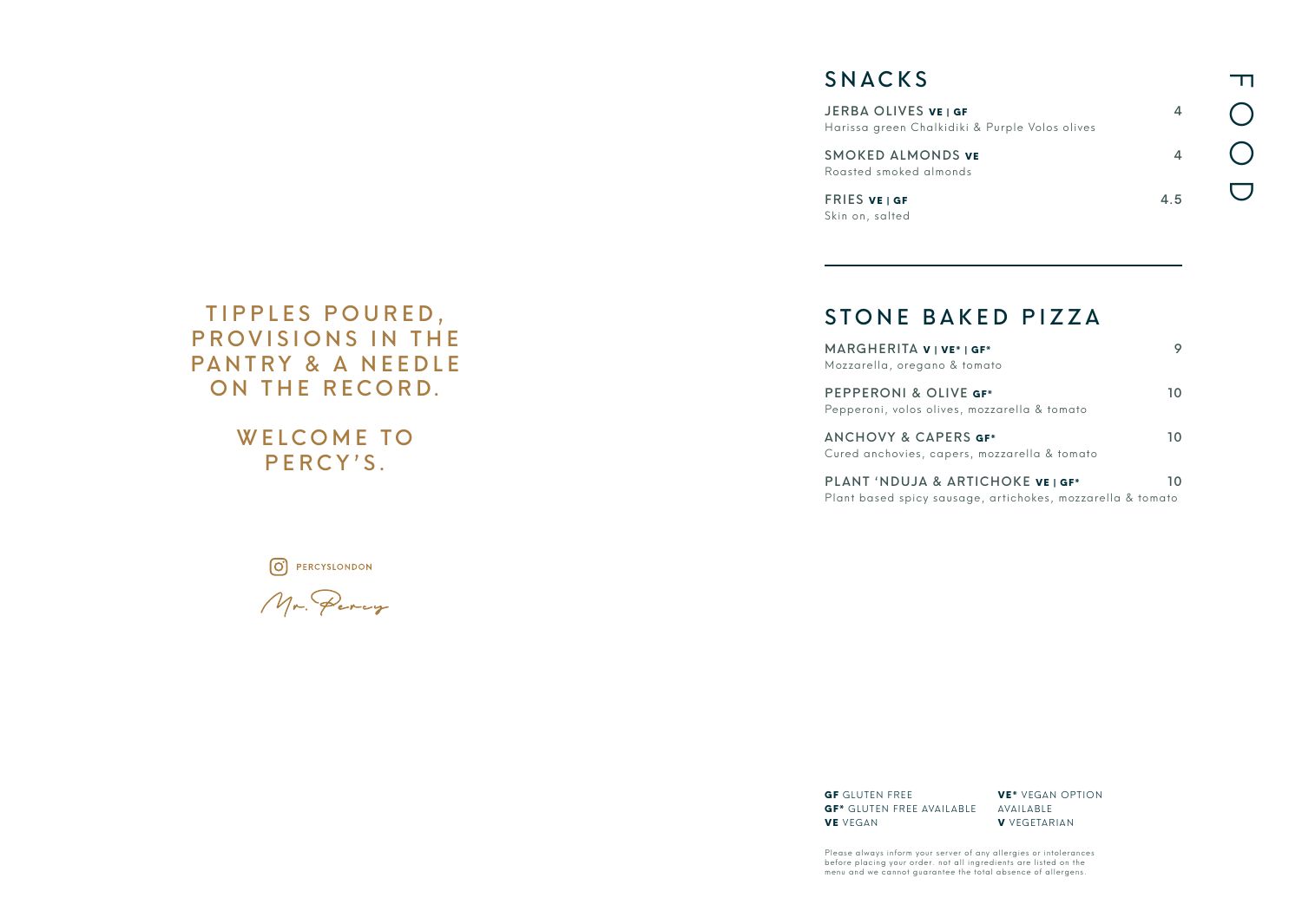TIPPLES POURED, PROVISIONS IN THE PANTRY & A NEEDLE ON THE RECORD.

WELCOME TO PERCY'S.

PERCYSLONDON

Mr. Percy

# FOOD

## SNACKS

**JERBA OLIVES VE | GF** — 4
Harissa green Chalkidiki & Purple Volos olives

**SMOKED ALMONDS VE** — 4
Roasted smoked almonds

**FRIES VE | GF** — 4.5
Skin on, salted

## STONE BAKED PIZZA

**MARGHERITA V | VE* | GF*** — 9
Mozzarella, oregano & tomato

**PEPPERONI & OLIVE GF*** — 10
Pepperoni, volos olives, mozzarella & tomato

**ANCHOVY & CAPERS GF*** — 10
Cured anchovies, capers, mozzarella & tomato

**PLANT 'NDUJA & ARTICHOKE VE | GF*** — 10
Plant based spicy sausage, artichokes, mozzarella & tomato

**GF** GLUTEN FREE
**GF*** GLUTEN FREE AVAILABLE
**VE** VEGAN
**VE*** VEGAN OPTION AVAILABLE
**V** VEGETARIAN

Please always inform your server of any allergies or intolerances before placing your order. not all ingredients are listed on the menu and we cannot guarantee the total absence of allergens.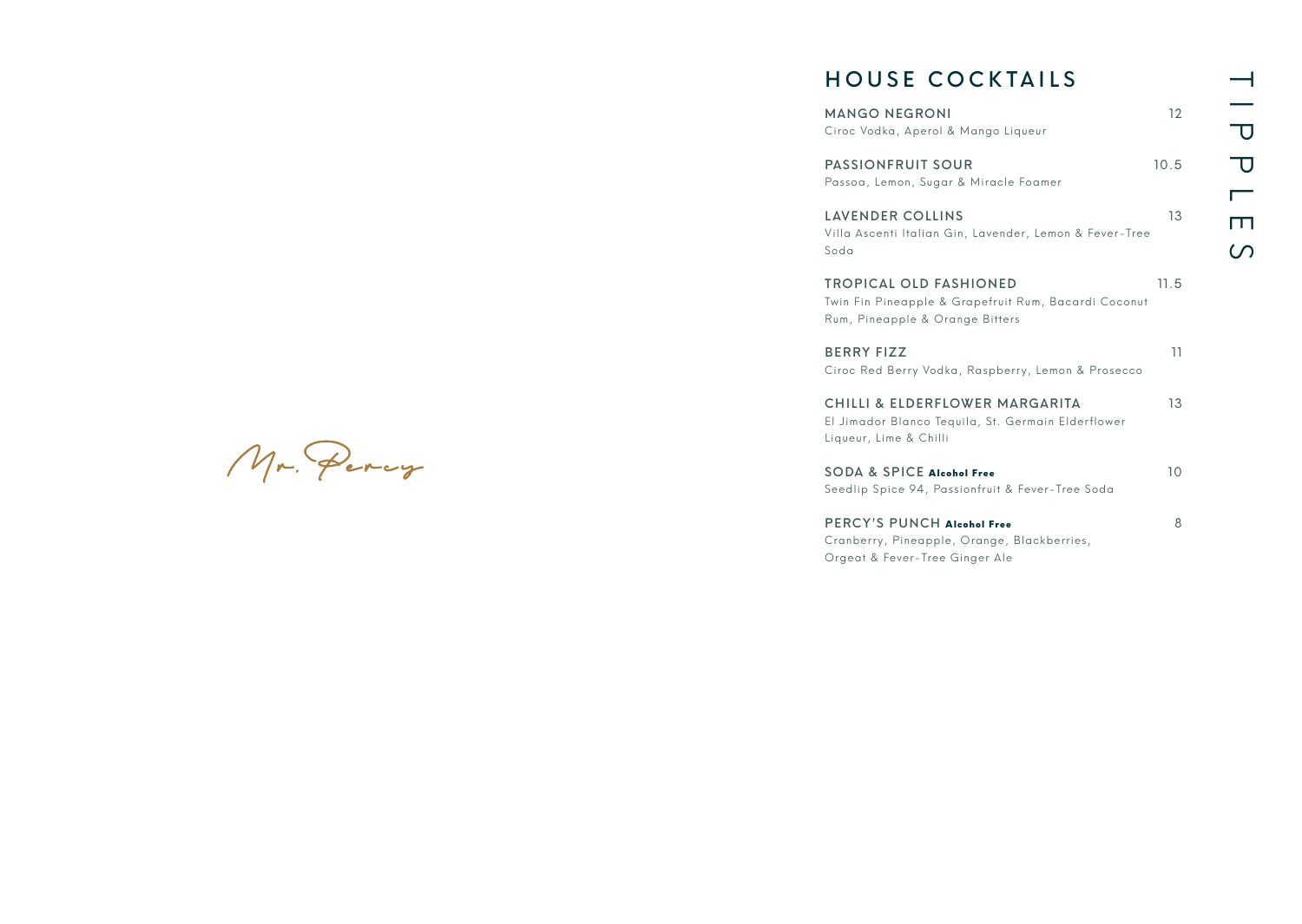Mr. Percy

# TIPPLES

## HOUSE COCKTAILS

**MANGO NEGRONI** 12
Ciroc Vodka, Aperol & Mango Liqueur

**PASSIONFRUIT SOUR** 10.5
Passoa, Lemon, Sugar & Miracle Foamer

**LAVENDER COLLINS** 13
Villa Ascenti Italian Gin, Lavender, Lemon & Fever-Tree Soda

**TROPICAL OLD FASHIONED** 11.5
Twin Fin Pineapple & Grapefruit Rum, Bacardi Coconut Rum, Pineapple & Orange Bitters

**BERRY FIZZ** 11
Ciroc Red Berry Vodka, Raspberry, Lemon & Prosecco

**CHILLI & ELDERFLOWER MARGARITA** 13
El Jimador Blanco Tequila, St. Germain Elderflower Liqueur, Lime & Chilli

**SODA & SPICE** Alcohol Free 10
Seedlip Spice 94, Passionfruit & Fever-Tree Soda

**PERCY'S PUNCH** Alcohol Free 8
Cranberry, Pineapple, Orange, Blackberries, Orgeat & Fever-Tree Ginger Ale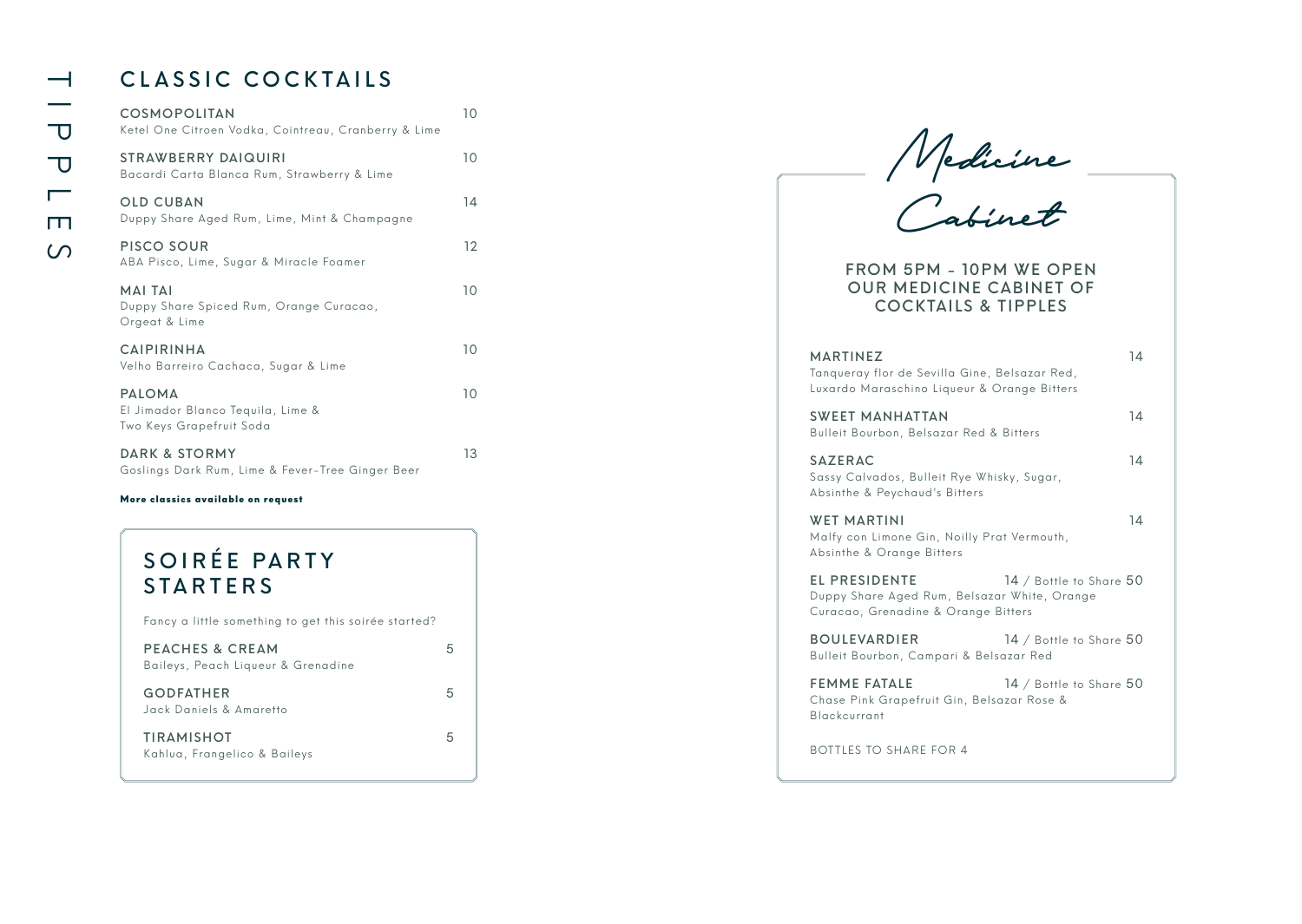# TIPPLES

## CLASSIC COCKTAILS

**COSMOPOLITAN** 10
Ketel One Citroen Vodka, Cointreau, Cranberry & Lime

**STRAWBERRY DAIQUIRI** 10
Bacardi Carta Blanca Rum, Strawberry & Lime

**OLD CUBAN** 14
Duppy Share Aged Rum, Lime, Mint & Champagne

**PISCO SOUR** 12
ABA Pisco, Lime, Sugar & Miracle Foamer

**MAI TAI** 10
Duppy Share Spiced Rum, Orange Curacao, Orgeat & Lime

**CAIPIRINHA** 10
Velho Barreiro Cachaca, Sugar & Lime

**PALOMA** 10
El Jimador Blanco Tequila, Lime & Two Keys Grapefruit Soda

**DARK & STORMY** 13
Goslings Dark Rum, Lime & Fever-Tree Ginger Beer

**More classics available on request**

## SOIRÉE PARTY STARTERS

Fancy a little something to get this soirée started?

**PEACHES & CREAM** 5
Baileys, Peach Liqueur & Grenadine

**GODFATHER** 5
Jack Daniels & Amaretto

**TIRAMISHOT** 5
Kahlua, Frangelico & Baileys

## *Medicine Cabinet*

### FROM 5PM - 10PM WE OPEN OUR MEDICINE CABINET OF COCKTAILS & TIPPLES

**MARTINEZ** 14
Tanqueray flor de Sevilla Gine, Belsazar Red, Luxardo Maraschino Liqueur & Orange Bitters

**SWEET MANHATTAN** 14
Bulleit Bourbon, Belsazar Red & Bitters

**SAZERAC** 14
Sassy Calvados, Bulleit Rye Whisky, Sugar, Absinthe & Peychaud's Bitters

**WET MARTINI** 14
Malfy con Limone Gin, Noilly Prat Vermouth, Absinthe & Orange Bitters

**EL PRESIDENTE** 14 / Bottle to Share 50
Duppy Share Aged Rum, Belsazar White, Orange Curacao, Grenadine & Orange Bitters

**BOULEVARDIER** 14 / Bottle to Share 50
Bulleit Bourbon, Campari & Belsazar Red

**FEMME FATALE** 14 / Bottle to Share 50
Chase Pink Grapefruit Gin, Belsazar Rose & Blackcurrant

BOTTLES TO SHARE FOR 4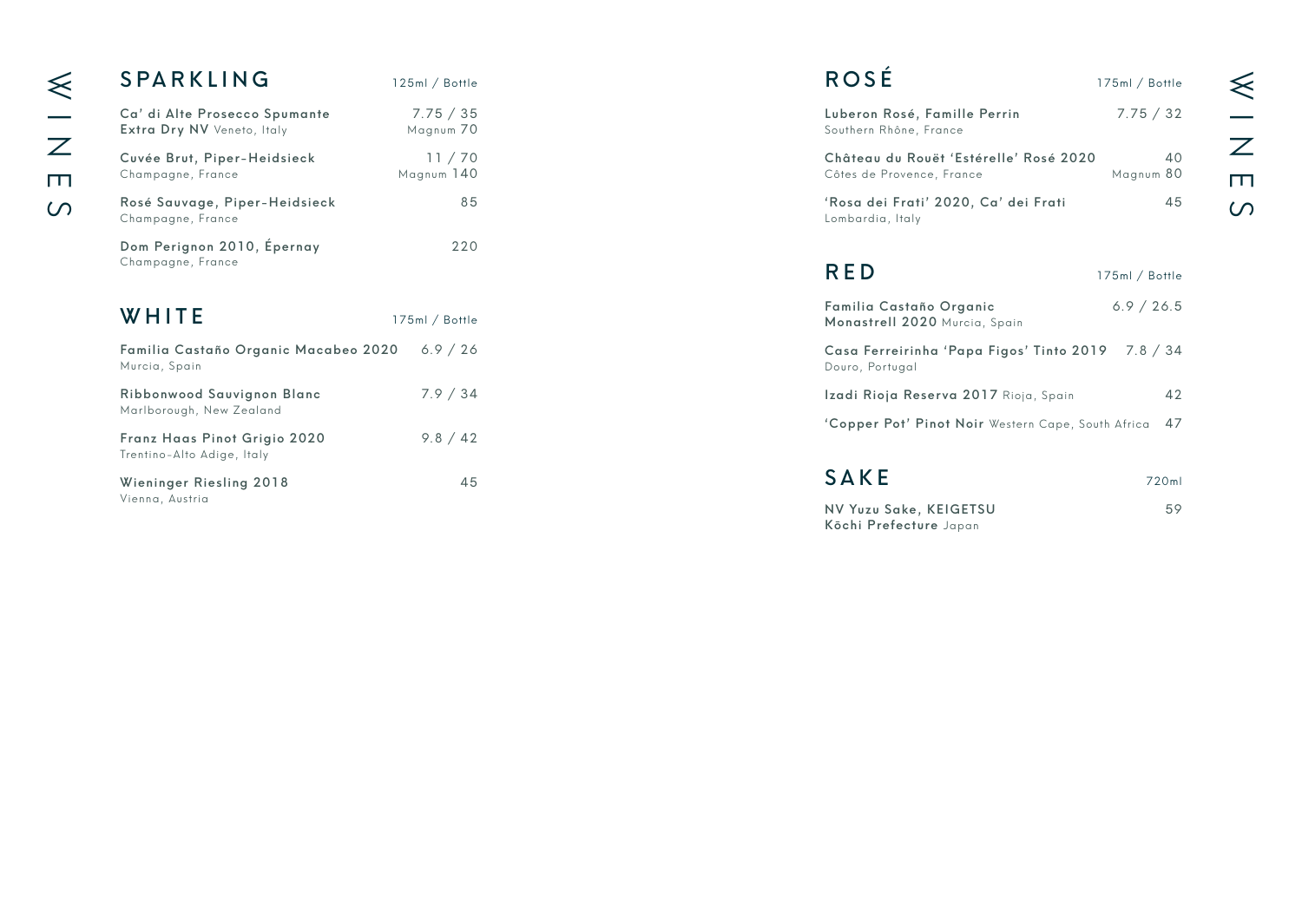# WINES

## SPARKLING

| | 125ml / Bottle |
|---|---|
| **Ca' di Alte Prosecco Spumante Extra Dry NV** Veneto, Italy | 7.75 / 35<br>Magnum 70 |
| **Cuvée Brut, Piper-Heidsieck** Champagne, France | 11 / 70<br>Magnum 140 |
| **Rosé Sauvage, Piper-Heidsieck** Champagne, France | 85 |
| **Dom Perignon 2010, Épernay** Champagne, France | 220 |

## WHITE

| | 175ml / Bottle |
|---|---|
| **Familia Castaño Organic Macabeo 2020** Murcia, Spain | 6.9 / 26 |
| **Ribbonwood Sauvignon Blanc** Marlborough, New Zealand | 7.9 / 34 |
| **Franz Haas Pinot Grigio 2020** Trentino-Alto Adige, Italy | 9.8 / 42 |
| **Wieninger Riesling 2018** Vienna, Austria | 45 |

## ROSÉ

| | 175ml / Bottle |
|---|---|
| **Luberon Rosé, Famille Perrin** Southern Rhône, France | 7.75 / 32 |
| **Château du Rouët 'Estérelle' Rosé 2020** Côtes de Provence, France | 40<br>Magnum 80 |
| **'Rosa dei Frati' 2020, Ca' dei Frati** Lombardia, Italy | 45 |

## RED

| | 175ml / Bottle |
|---|---|
| **Familia Castaño Organic Monastrell 2020** Murcia, Spain | 6.9 / 26.5 |
| **Casa Ferreirinha 'Papa Figos' Tinto 2019** Douro, Portugal | 7.8 / 34 |
| **Izadi Rioja Reserva 2017** Rioja, Spain | 42 |
| **'Copper Pot' Pinot Noir** Western Cape, South Africa | 47 |

## SAKE

| | 720ml |
|---|---|
| **NV Yuzu Sake, KEIGETSU Kōchi Prefecture** Japan | 59 |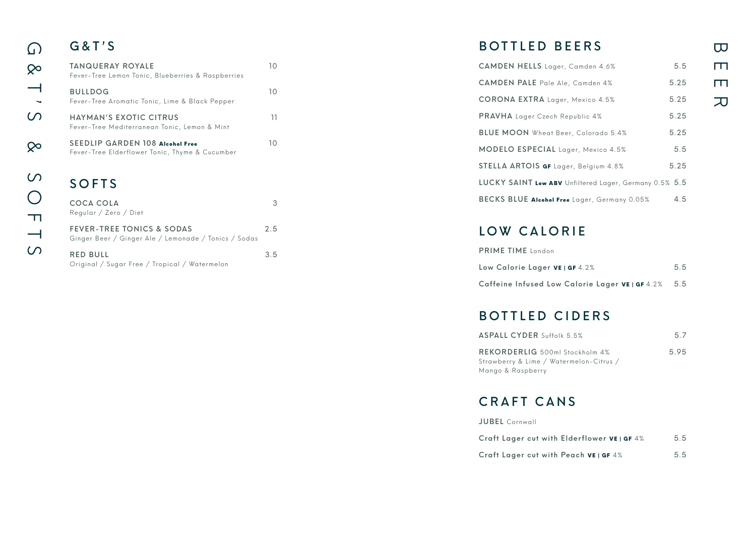## G&T'S

| | |
|---|---|
| **TANQUERAY ROYALE** Fever-Tree Lemon Tonic, Blueberries & Raspberries | 10 |
| **BULLDOG** Fever-Tree Aromatic Tonic, Lime & Black Pepper | 10 |
| **HAYMAN'S EXOTIC CITRUS** Fever-Tree Mediterranean Tonic, Lemon & Mint | 11 |
| **SEEDLIP GARDEN 108** **Alcohol Free** Fever-Tree Elderflower Tonic, Thyme & Cucumber | 10 |

## SOFTS

| | |
|---|---|
| **COCA COLA** Regular / Zero / Diet | 3 |
| **FEVER-TREE TONICS & SODAS** Ginger Beer / Ginger Ale / Lemonade / Tonics / Sodas | 2.5 |
| **RED BULL** Original / Sugar Free / Tropical / Watermelon | 3.5 |

## BOTTLED BEERS

| | |
|---|---|
| **CAMDEN HELLS** Lager, Camden 4.6% | 5.5 |
| **CAMDEN PALE** Pale Ale, Camden 4% | 5.25 |
| **CORONA EXTRA** Lager, Mexico 4.5% | 5.25 |
| **PRAVHA** Lager Czech Republic 4% | 5.25 |
| **BLUE MOON** Wheat Beer, Colorado 5.4% | 5.25 |
| **MODELO ESPECIAL** Lager, Mexico 4.5% | 5.5 |
| **STELLA ARTOIS** **GF** Lager, Belgium 4.8% | 5.25 |
| **LUCKY SAINT** **Low ABV** Unfiltered Lager, Germany 0.5% | 5.5 |
| **BECKS BLUE** **Alcohol Free** Lager, Germany 0.05% | 4.5 |

## LOW CALORIE

**PRIME TIME** London

| | |
|---|---|
| **Low Calorie Lager** **VE \| GF** 4.2% | 5.5 |
| **Caffeine Infused Low Calorie Lager** **VE \| GF** 4.2% | 5.5 |

## BOTTLED CIDERS

| | |
|---|---|
| **ASPALL CYDER** Suffolk 5.5% | 5.7 |
| **REKORDERLIG** 500ml Stockholm 4% Strawberry & Lime / Watermelon-Citrus / Mango & Raspberry | 5.95 |

## CRAFT CANS

**JUBEL** Cornwall

| | |
|---|---|
| **Craft Lager cut with Elderflower** **VE \| GF** 4% | 5.5 |
| **Craft Lager cut with Peach** **VE \| GF** 4% | 5.5 |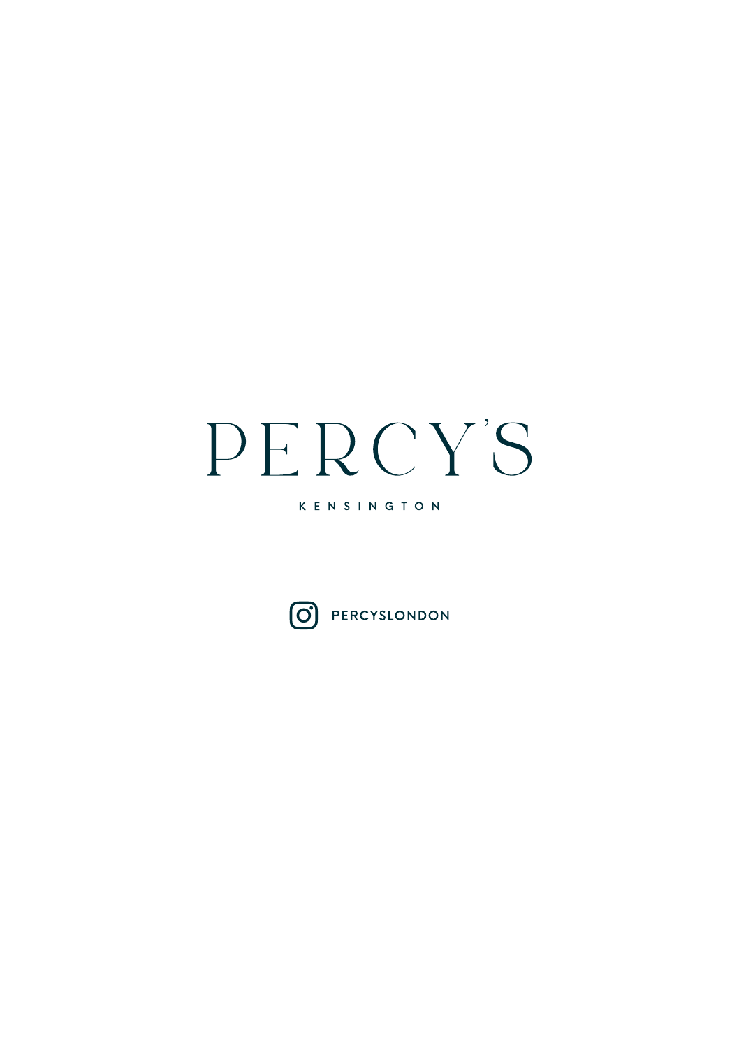# PERCY'S

KENSINGTON

PERCYSLONDON